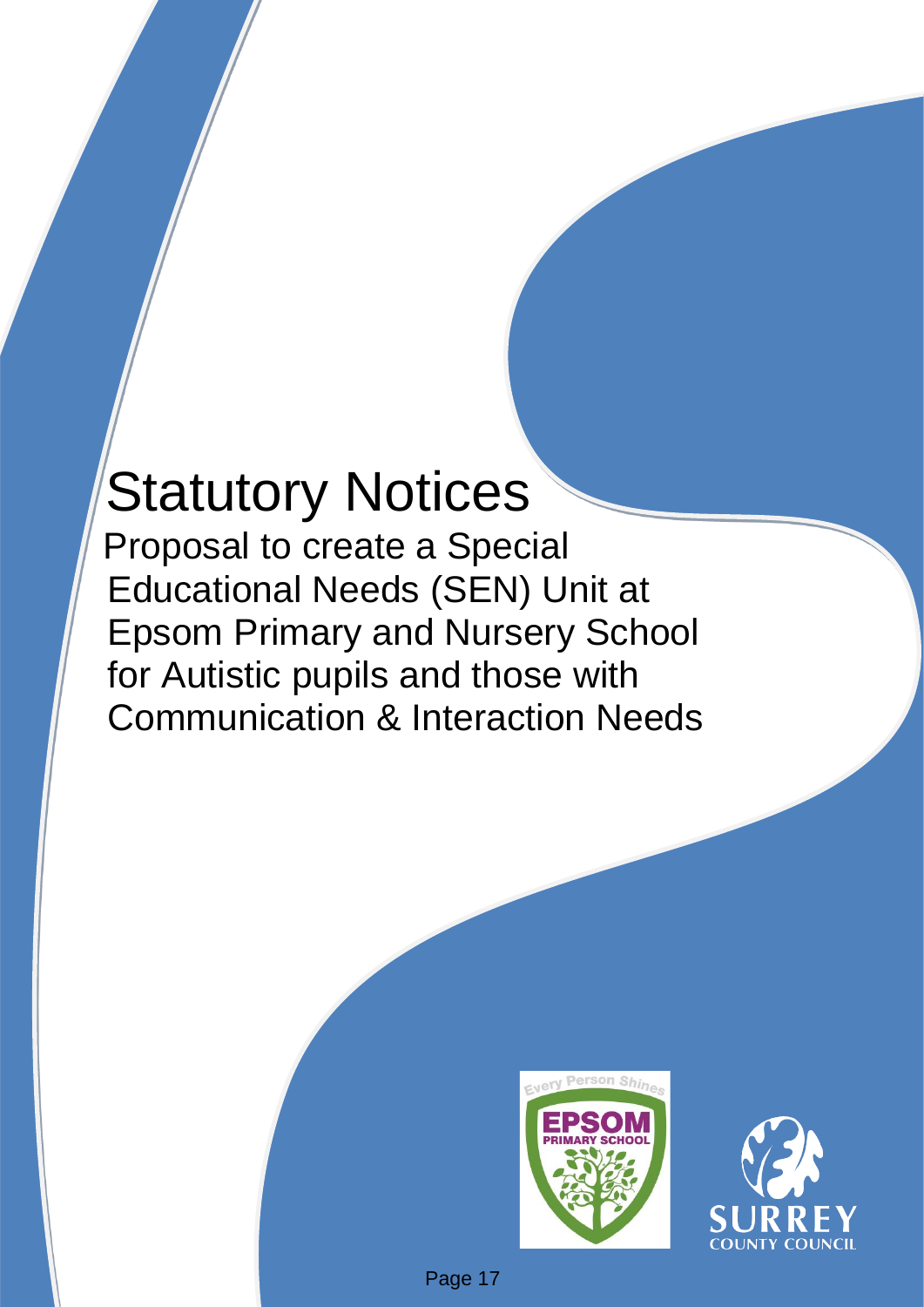# Statutory Notices

Proposal to create a Special Educational Needs (SEN) Unit at Epsom Primary and Nursery School for Autistic pupils and those with Communication & Interaction Needs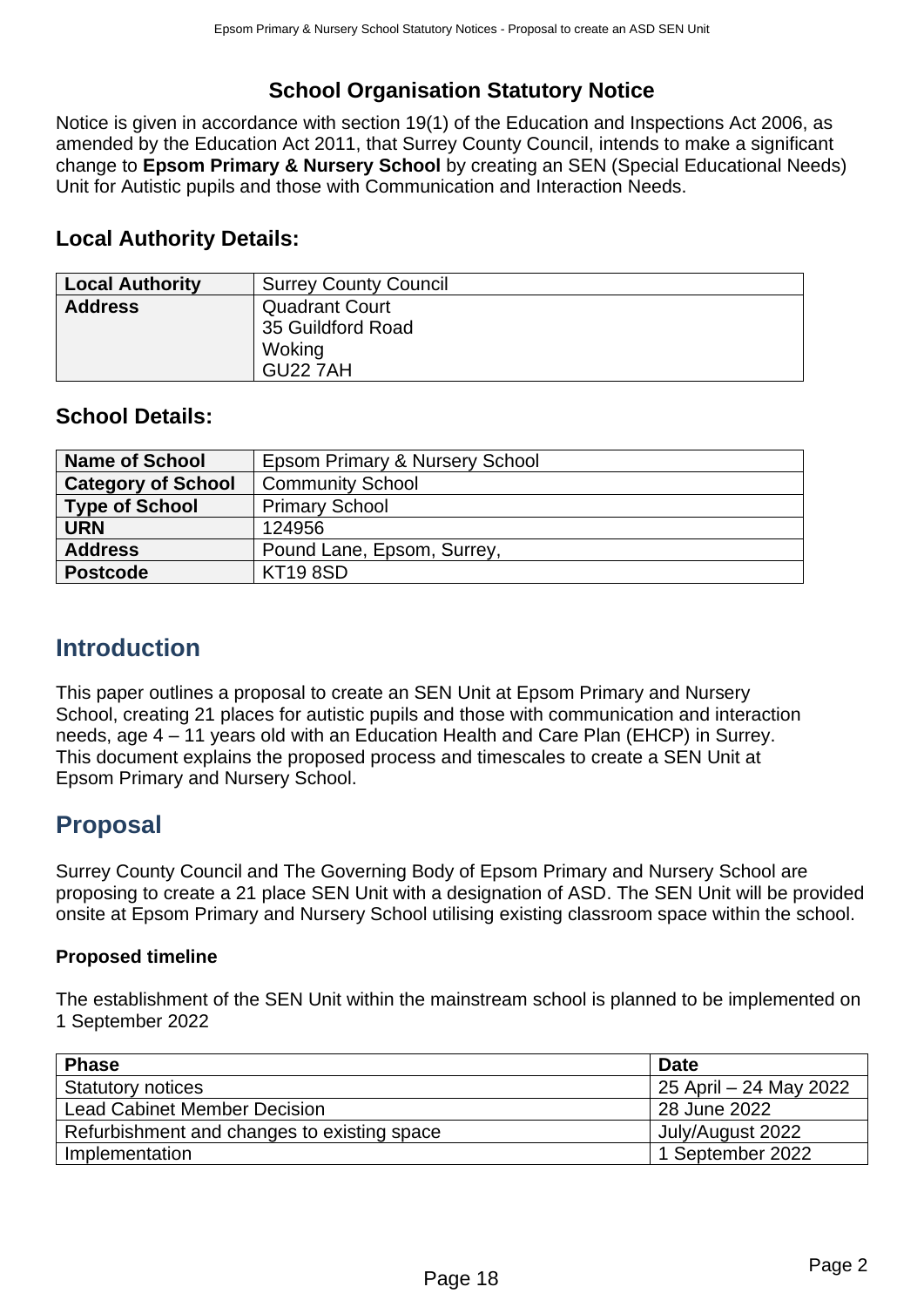## School Organisation Statutory Notice

Notice is given in accordance with section 19(1) of the Education and Inspections Act 2006, as amended by the Education Act 2011, that Surrey County Council, intends to make a significant change to **Epsom Primary & Nursery School** by creating an SEN (Special Educational Needs) Unit for Autistic pupils and those with Communication and Interaction Needs.

### Local Authority Details:

| Local Authority | Surrey County Council |
|---|---|
| Address | Quadrant Court<br>35 Guildford Road<br>Woking<br>GU22 7AH |

### School Details:

| Name of School | Epsom Primary & Nursery School |
|---|---|
| Category of School | Community School |
| Type of School | Primary School |
| URN | 124956 |
| Address | Pound Lane, Epsom, Surrey, |
| Postcode | KT19 8SD |

## Introduction

This paper outlines a proposal to create an SEN Unit at Epsom Primary and Nursery School, creating 21 places for autistic pupils and those with communication and interaction needs, age 4 – 11 years old with an Education Health and Care Plan (EHCP) in Surrey. This document explains the proposed process and timescales to create a SEN Unit at Epsom Primary and Nursery School.

## Proposal

Surrey County Council and The Governing Body of Epsom Primary and Nursery School are proposing to create a 21 place SEN Unit with a designation of ASD. The SEN Unit will be provided onsite at Epsom Primary and Nursery School utilising existing classroom space within the school.

**Proposed timeline**

The establishment of the SEN Unit within the mainstream school is planned to be implemented on 1 September 2022

| Phase | Date |
|---|---|
| Statutory notices | 25 April – 24 May 2022 |
| Lead Cabinet Member Decision | 28 June 2022 |
| Refurbishment and changes to existing space | July/August 2022 |
| Implementation | 1 September 2022 |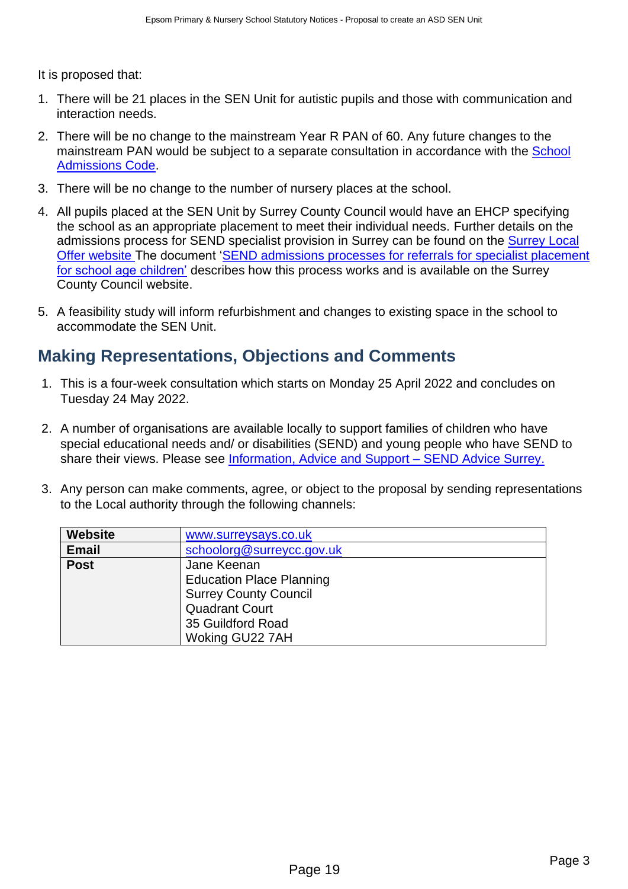It is proposed that:

1. There will be 21 places in the SEN Unit for autistic pupils and those with communication and interaction needs.
2. There will be no change to the mainstream Year R PAN of 60. Any future changes to the mainstream PAN would be subject to a separate consultation in accordance with the School Admissions Code.
3. There will be no change to the number of nursery places at the school.
4. All pupils placed at the SEN Unit by Surrey County Council would have an EHCP specifying the school as an appropriate placement to meet their individual needs. Further details on the admissions process for SEND specialist provision in Surrey can be found on the Surrey Local Offer website The document 'SEND admissions processes for referrals for specialist placement for school age children' describes how this process works and is available on the Surrey County Council website.
5. A feasibility study will inform refurbishment and changes to existing space in the school to accommodate the SEN Unit.

## Making Representations, Objections and Comments

1. This is a four-week consultation which starts on Monday 25 April 2022 and concludes on Tuesday 24 May 2022.

2. A number of organisations are available locally to support families of children who have special educational needs and/ or disabilities (SEND) and young people who have SEND to share their views. Please see Information, Advice and Support – SEND Advice Surrey.

3. Any person can make comments, agree, or object to the proposal by sending representations to the Local authority through the following channels:

| **Website** | www.surreysays.co.uk |
|---|---|
| **Email** | schoolorg@surreycc.gov.uk |
| **Post** | Jane Keenan<br>Education Place Planning<br>Surrey County Council<br>Quadrant Court<br>35 Guildford Road<br>Woking GU22 7AH |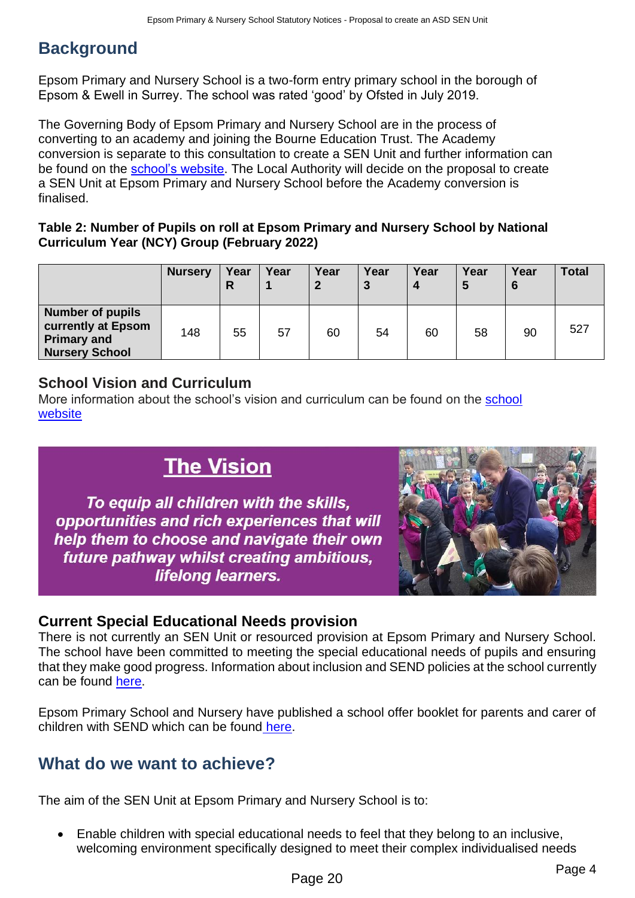## Background

Epsom Primary and Nursery School is a two-form entry primary school in the borough of Epsom & Ewell in Surrey. The school was rated 'good' by Ofsted in July 2019.

The Governing Body of Epsom Primary and Nursery School are in the process of converting to an academy and joining the Bourne Education Trust. The Academy conversion is separate to this consultation to create a SEN Unit and further information can be found on the school's website. The Local Authority will decide on the proposal to create a SEN Unit at Epsom Primary and Nursery School before the Academy conversion is finalised.

**Table 2: Number of Pupils on roll at Epsom Primary and Nursery School by National Curriculum Year (NCY) Group (February 2022)**

| | Nursery | Year R | Year 1 | Year 2 | Year 3 | Year 4 | Year 5 | Year 6 | Total |
|---|---|---|---|---|---|---|---|---|---|
| **Number of pupils currently at Epsom Primary and Nursery School** | 148 | 55 | 57 | 60 | 54 | 60 | 58 | 90 | 527 |

### School Vision and Curriculum

More information about the school's vision and curriculum can be found on the school website

**The Vision**

***To equip all children with the skills, opportunities and rich experiences that will help them to choose and navigate their own future pathway whilst creating ambitious, lifelong learners.***

### Current Special Educational Needs provision

There is not currently an SEN Unit or resourced provision at Epsom Primary and Nursery School. The school have been committed to meeting the special educational needs of pupils and ensuring that they make good progress. Information about inclusion and SEND policies at the school currently can be found here.

Epsom Primary School and Nursery have published a school offer booklet for parents and carer of children with SEND which can be found here.

## What do we want to achieve?

The aim of the SEN Unit at Epsom Primary and Nursery School is to:

- Enable children with special educational needs to feel that they belong to an inclusive, welcoming environment specifically designed to meet their complex individualised needs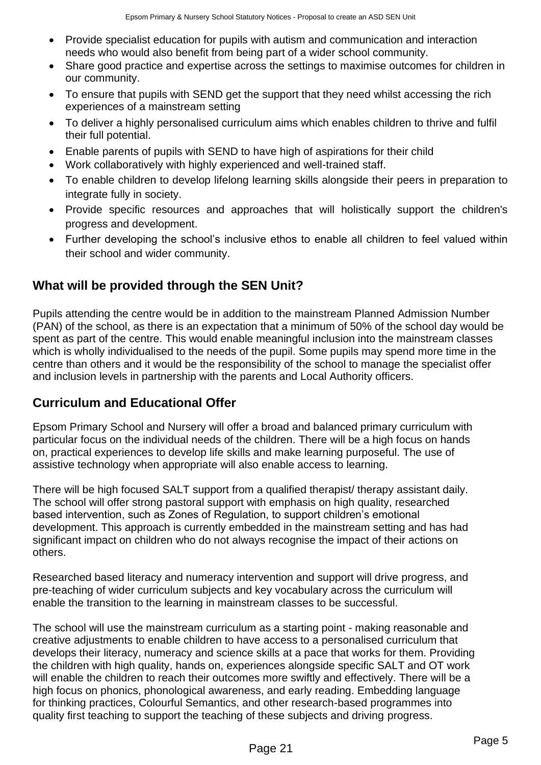- Provide specialist education for pupils with autism and communication and interaction needs who would also benefit from being part of a wider school community.
- Share good practice and expertise across the settings to maximise outcomes for children in our community.
- To ensure that pupils with SEND get the support that they need whilst accessing the rich experiences of a mainstream setting
- To deliver a highly personalised curriculum aims which enables children to thrive and fulfil their full potential.
- Enable parents of pupils with SEND to have high of aspirations for their child
- Work collaboratively with highly experienced and well-trained staff.
- To enable children to develop lifelong learning skills alongside their peers in preparation to integrate fully in society.
- Provide specific resources and approaches that will holistically support the children's progress and development.
- Further developing the school's inclusive ethos to enable all children to feel valued within their school and wider community.

## What will be provided through the SEN Unit?

Pupils attending the centre would be in addition to the mainstream Planned Admission Number (PAN) of the school, as there is an expectation that a minimum of 50% of the school day would be spent as part of the centre. This would enable meaningful inclusion into the mainstream classes which is wholly individualised to the needs of the pupil. Some pupils may spend more time in the centre than others and it would be the responsibility of the school to manage the specialist offer and inclusion levels in partnership with the parents and Local Authority officers.

## Curriculum and Educational Offer

Epsom Primary School and Nursery will offer a broad and balanced primary curriculum with particular focus on the individual needs of the children. There will be a high focus on hands on, practical experiences to develop life skills and make learning purposeful. The use of assistive technology when appropriate will also enable access to learning.

There will be high focused SALT support from a qualified therapist/ therapy assistant daily. The school will offer strong pastoral support with emphasis on high quality, researched based intervention, such as Zones of Regulation, to support children's emotional development. This approach is currently embedded in the mainstream setting and has had significant impact on children who do not always recognise the impact of their actions on others.

Researched based literacy and numeracy intervention and support will drive progress, and pre-teaching of wider curriculum subjects and key vocabulary across the curriculum will enable the transition to the learning in mainstream classes to be successful.

The school will use the mainstream curriculum as a starting point - making reasonable and creative adjustments to enable children to have access to a personalised curriculum that develops their literacy, numeracy and science skills at a pace that works for them. Providing the children with high quality, hands on, experiences alongside specific SALT and OT work will enable the children to reach their outcomes more swiftly and effectively. There will be a high focus on phonics, phonological awareness, and early reading. Embedding language for thinking practices, Colourful Semantics, and other research-based programmes into quality first teaching to support the teaching of these subjects and driving progress.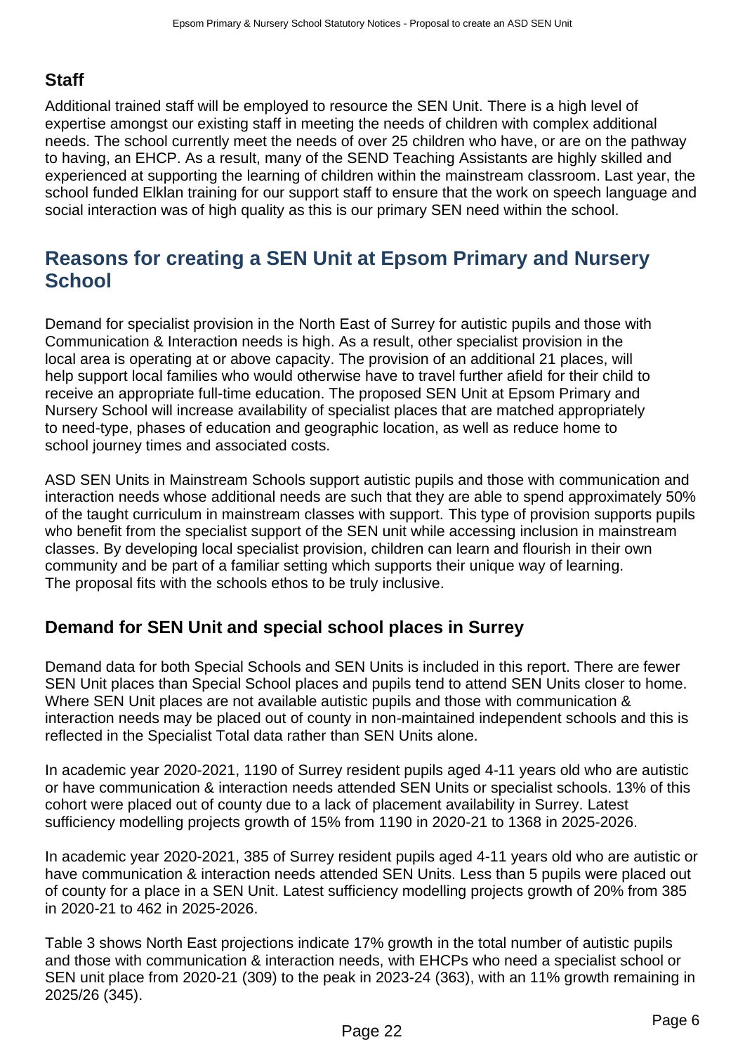### Staff

Additional trained staff will be employed to resource the SEN Unit. There is a high level of expertise amongst our existing staff in meeting the needs of children with complex additional needs. The school currently meet the needs of over 25 children who have, or are on the pathway to having, an EHCP. As a result, many of the SEND Teaching Assistants are highly skilled and experienced at supporting the learning of children within the mainstream classroom. Last year, the school funded Elklan training for our support staff to ensure that the work on speech language and social interaction was of high quality as this is our primary SEN need within the school.

## Reasons for creating a SEN Unit at Epsom Primary and Nursery School

Demand for specialist provision in the North East of Surrey for autistic pupils and those with Communication & Interaction needs is high. As a result, other specialist provision in the local area is operating at or above capacity. The provision of an additional 21 places, will help support local families who would otherwise have to travel further afield for their child to receive an appropriate full-time education. The proposed SEN Unit at Epsom Primary and Nursery School will increase availability of specialist places that are matched appropriately to need-type, phases of education and geographic location, as well as reduce home to school journey times and associated costs.

ASD SEN Units in Mainstream Schools support autistic pupils and those with communication and interaction needs whose additional needs are such that they are able to spend approximately 50% of the taught curriculum in mainstream classes with support. This type of provision supports pupils who benefit from the specialist support of the SEN unit while accessing inclusion in mainstream classes. By developing local specialist provision, children can learn and flourish in their own community and be part of a familiar setting which supports their unique way of learning. The proposal fits with the schools ethos to be truly inclusive.

### Demand for SEN Unit and special school places in Surrey

Demand data for both Special Schools and SEN Units is included in this report. There are fewer SEN Unit places than Special School places and pupils tend to attend SEN Units closer to home. Where SEN Unit places are not available autistic pupils and those with communication & interaction needs may be placed out of county in non-maintained independent schools and this is reflected in the Specialist Total data rather than SEN Units alone.

In academic year 2020-2021, 1190 of Surrey resident pupils aged 4-11 years old who are autistic or have communication & interaction needs attended SEN Units or specialist schools. 13% of this cohort were placed out of county due to a lack of placement availability in Surrey. Latest sufficiency modelling projects growth of 15% from 1190 in 2020-21 to 1368 in 2025-2026.

In academic year 2020-2021, 385 of Surrey resident pupils aged 4-11 years old who are autistic or have communication & interaction needs attended SEN Units. Less than 5 pupils were placed out of county for a place in a SEN Unit. Latest sufficiency modelling projects growth of 20% from 385 in 2020-21 to 462 in 2025-2026.

Table 3 shows North East projections indicate 17% growth in the total number of autistic pupils and those with communication & interaction needs, with EHCPs who need a specialist school or SEN unit place from 2020-21 (309) to the peak in 2023-24 (363), with an 11% growth remaining in 2025/26 (345).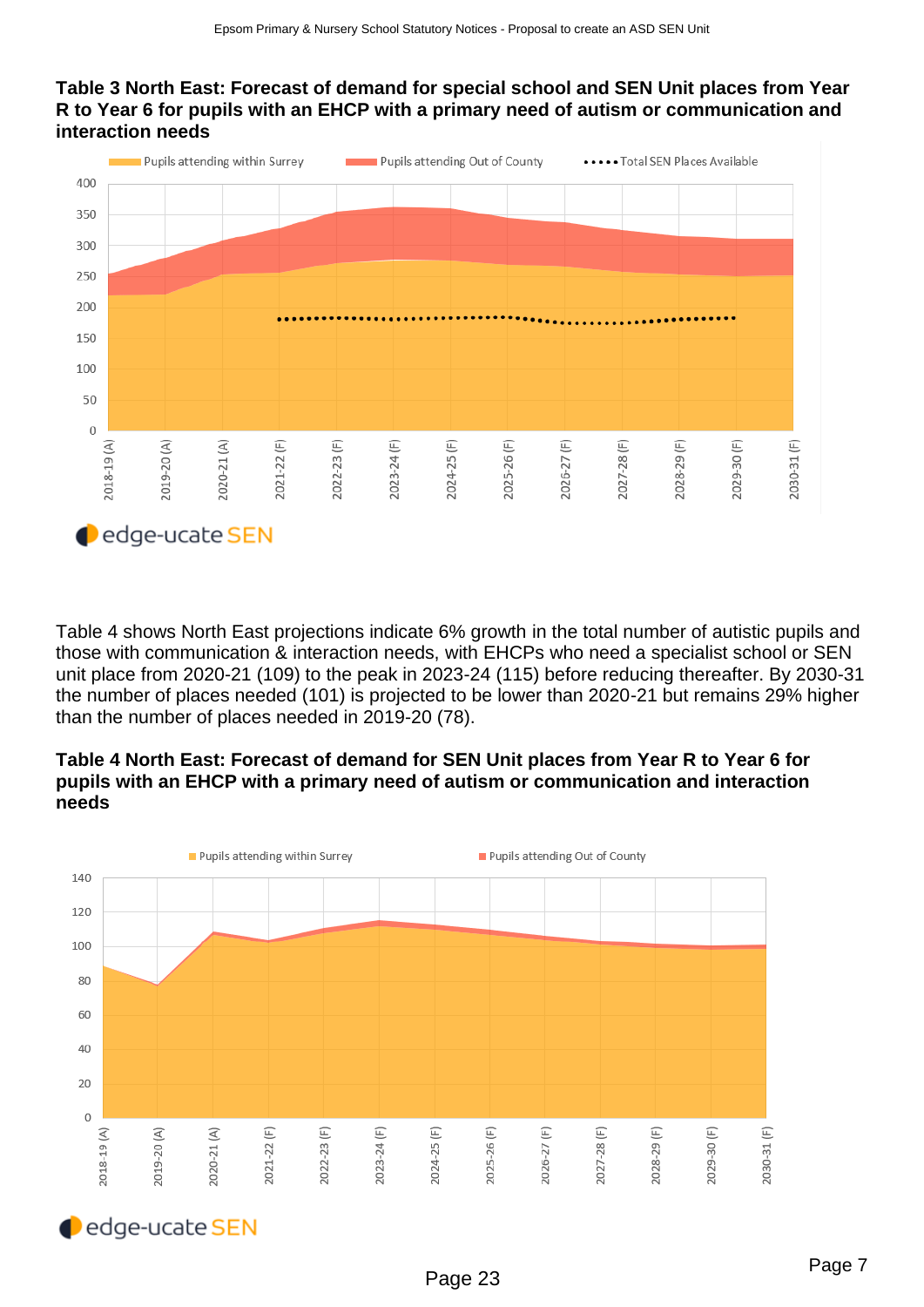**Table 3 North East: Forecast of demand for special school and SEN Unit places from Year R to Year 6 for pupils with an EHCP with a primary need of autism or communication and interaction needs**

Table 4 shows North East projections indicate 6% growth in the total number of autistic pupils and those with communication & interaction needs, with EHCPs who need a specialist school or SEN unit place from 2020-21 (109) to the peak in 2023-24 (115) before reducing thereafter. By 2030-31 the number of places needed (101) is projected to be lower than 2020-21 but remains 29% higher than the number of places needed in 2019-20 (78).

**Table 4 North East: Forecast of demand for SEN Unit places from Year R to Year 6 for pupils with an EHCP with a primary need of autism or communication and interaction needs**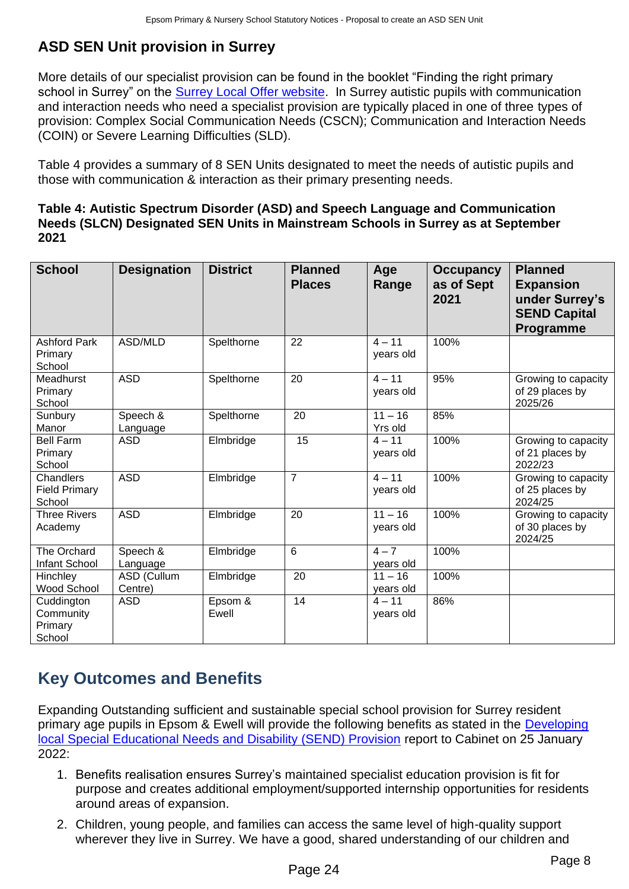## ASD SEN Unit provision in Surrey

More details of our specialist provision can be found in the booklet "Finding the right primary school in Surrey" on the Surrey Local Offer website. In Surrey autistic pupils with communication and interaction needs who need a specialist provision are typically placed in one of three types of provision: Complex Social Communication Needs (CSCN); Communication and Interaction Needs (COIN) or Severe Learning Difficulties (SLD).

Table 4 provides a summary of 8 SEN Units designated to meet the needs of autistic pupils and those with communication & interaction as their primary presenting needs.

**Table 4: Autistic Spectrum Disorder (ASD) and Speech Language and Communication Needs (SLCN) Designated SEN Units in Mainstream Schools in Surrey as at September 2021**

| School | Designation | District | Planned Places | Age Range | Occupancy as of Sept 2021 | Planned Expansion under Surrey's SEND Capital Programme |
|---|---|---|---|---|---|---|
| Ashford Park Primary School | ASD/MLD | Spelthorne | 22 | 4 – 11 years old | 100% | |
| Meadhurst Primary School | ASD | Spelthorne | 20 | 4 – 11 years old | 95% | Growing to capacity of 29 places by 2025/26 |
| Sunbury Manor | Speech & Language | Spelthorne | 20 | 11 – 16 Yrs old | 85% | |
| Bell Farm Primary School | ASD | Elmbridge | 15 | 4 – 11 years old | 100% | Growing to capacity of 21 places by 2022/23 |
| Chandlers Field Primary School | ASD | Elmbridge | 7 | 4 – 11 years old | 100% | Growing to capacity of 25 places by 2024/25 |
| Three Rivers Academy | ASD | Elmbridge | 20 | 11 – 16 years old | 100% | Growing to capacity of 30 places by 2024/25 |
| The Orchard Infant School | Speech & Language | Elmbridge | 6 | 4 – 7 years old | 100% | |
| Hinchley Wood School | ASD (Cullum Centre) | Elmbridge | 20 | 11 – 16 years old | 100% | |
| Cuddington Community Primary School | ASD | Epsom & Ewell | 14 | 4 – 11 years old | 86% | |

## Key Outcomes and Benefits

Expanding Outstanding sufficient and sustainable special school provision for Surrey resident primary age pupils in Epsom & Ewell will provide the following benefits as stated in the Developing local Special Educational Needs and Disability (SEND) Provision report to Cabinet on 25 January 2022:

1. Benefits realisation ensures Surrey's maintained specialist education provision is fit for purpose and creates additional employment/supported internship opportunities for residents around areas of expansion.
2. Children, young people, and families can access the same level of high-quality support wherever they live in Surrey. We have a good, shared understanding of our children and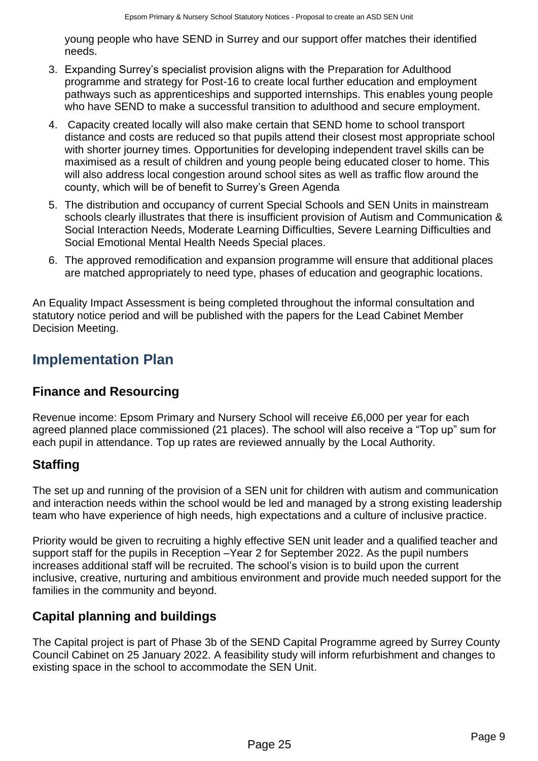young people who have SEND in Surrey and our support offer matches their identified needs.

3. Expanding Surrey's specialist provision aligns with the Preparation for Adulthood programme and strategy for Post-16 to create local further education and employment pathways such as apprenticeships and supported internships. This enables young people who have SEND to make a successful transition to adulthood and secure employment.
4. Capacity created locally will also make certain that SEND home to school transport distance and costs are reduced so that pupils attend their closest most appropriate school with shorter journey times. Opportunities for developing independent travel skills can be maximised as a result of children and young people being educated closer to home. This will also address local congestion around school sites as well as traffic flow around the county, which will be of benefit to Surrey's Green Agenda
5. The distribution and occupancy of current Special Schools and SEN Units in mainstream schools clearly illustrates that there is insufficient provision of Autism and Communication & Social Interaction Needs, Moderate Learning Difficulties, Severe Learning Difficulties and Social Emotional Mental Health Needs Special places.
6. The approved remodification and expansion programme will ensure that additional places are matched appropriately to need type, phases of education and geographic locations.

An Equality Impact Assessment is being completed throughout the informal consultation and statutory notice period and will be published with the papers for the Lead Cabinet Member Decision Meeting.

## Implementation Plan

### Finance and Resourcing

Revenue income: Epsom Primary and Nursery School will receive £6,000 per year for each agreed planned place commissioned (21 places). The school will also receive a "Top up" sum for each pupil in attendance. Top up rates are reviewed annually by the Local Authority.

### Staffing

The set up and running of the provision of a SEN unit for children with autism and communication and interaction needs within the school would be led and managed by a strong existing leadership team who have experience of high needs, high expectations and a culture of inclusive practice.

Priority would be given to recruiting a highly effective SEN unit leader and a qualified teacher and support staff for the pupils in Reception –Year 2 for September 2022. As the pupil numbers increases additional staff will be recruited. The school's vision is to build upon the current inclusive, creative, nurturing and ambitious environment and provide much needed support for the families in the community and beyond.

### Capital planning and buildings

The Capital project is part of Phase 3b of the SEND Capital Programme agreed by Surrey County Council Cabinet on 25 January 2022. A feasibility study will inform refurbishment and changes to existing space in the school to accommodate the SEN Unit.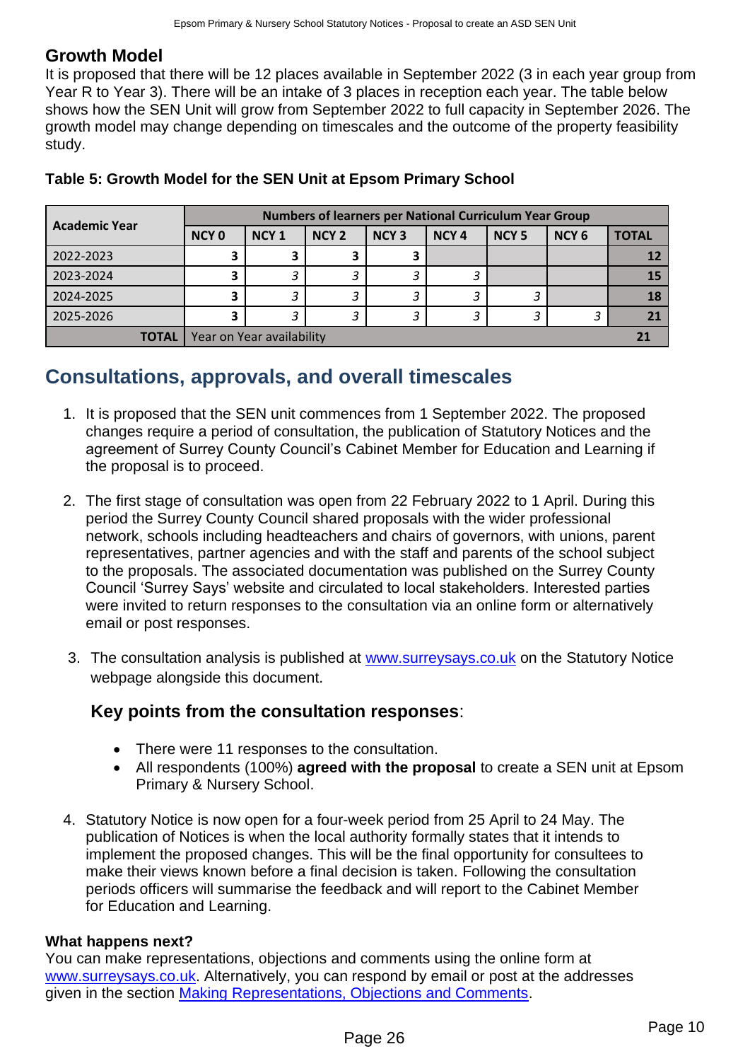## Growth Model

It is proposed that there will be 12 places available in September 2022 (3 in each year group from Year R to Year 3). There will be an intake of 3 places in reception each year. The table below shows how the SEN Unit will grow from September 2022 to full capacity in September 2026. The growth model may change depending on timescales and the outcome of the property feasibility study.

**Table 5: Growth Model for the SEN Unit at Epsom Primary School**

| Academic Year | Numbers of learners per National Curriculum Year Group | | | | | | | |
|---|---|---|---|---|---|---|---|---|
| | NCY 0 | NCY 1 | NCY 2 | NCY 3 | NCY 4 | NCY 5 | NCY 6 | TOTAL |
| 2022-2023 | 3 | 3 | 3 | 3 | | | | 12 |
| 2023-2024 | 3 | 3 | 3 | 3 | 3 | | | 15 |
| 2024-2025 | 3 | 3 | 3 | 3 | 3 | 3 | | 18 |
| 2025-2026 | 3 | 3 | 3 | 3 | 3 | 3 | 3 | 21 |
| TOTAL | Year on Year availability | | | | | | | 21 |

## Consultations, approvals, and overall timescales

1. It is proposed that the SEN unit commences from 1 September 2022. The proposed changes require a period of consultation, the publication of Statutory Notices and the agreement of Surrey County Council's Cabinet Member for Education and Learning if the proposal is to proceed.

2. The first stage of consultation was open from 22 February 2022 to 1 April. During this period the Surrey County Council shared proposals with the wider professional network, schools including headteachers and chairs of governors, with unions, parent representatives, partner agencies and with the staff and parents of the school subject to the proposals. The associated documentation was published on the Surrey County Council 'Surrey Says' website and circulated to local stakeholders. Interested parties were invited to return responses to the consultation via an online form or alternatively email or post responses.

3. The consultation analysis is published at www.surreysays.co.uk on the Statutory Notice webpage alongside this document.

### Key points from the consultation responses:

- There were 11 responses to the consultation.
- All respondents (100%) **agreed with the proposal** to create a SEN unit at Epsom Primary & Nursery School.

4. Statutory Notice is now open for a four-week period from 25 April to 24 May. The publication of Notices is when the local authority formally states that it intends to implement the proposed changes. This will be the final opportunity for consultees to make their views known before a final decision is taken. Following the consultation periods officers will summarise the feedback and will report to the Cabinet Member for Education and Learning.

**What happens next?**

You can make representations, objections and comments using the online form at www.surreysays.co.uk. Alternatively, you can respond by email or post at the addresses given in the section Making Representations, Objections and Comments.